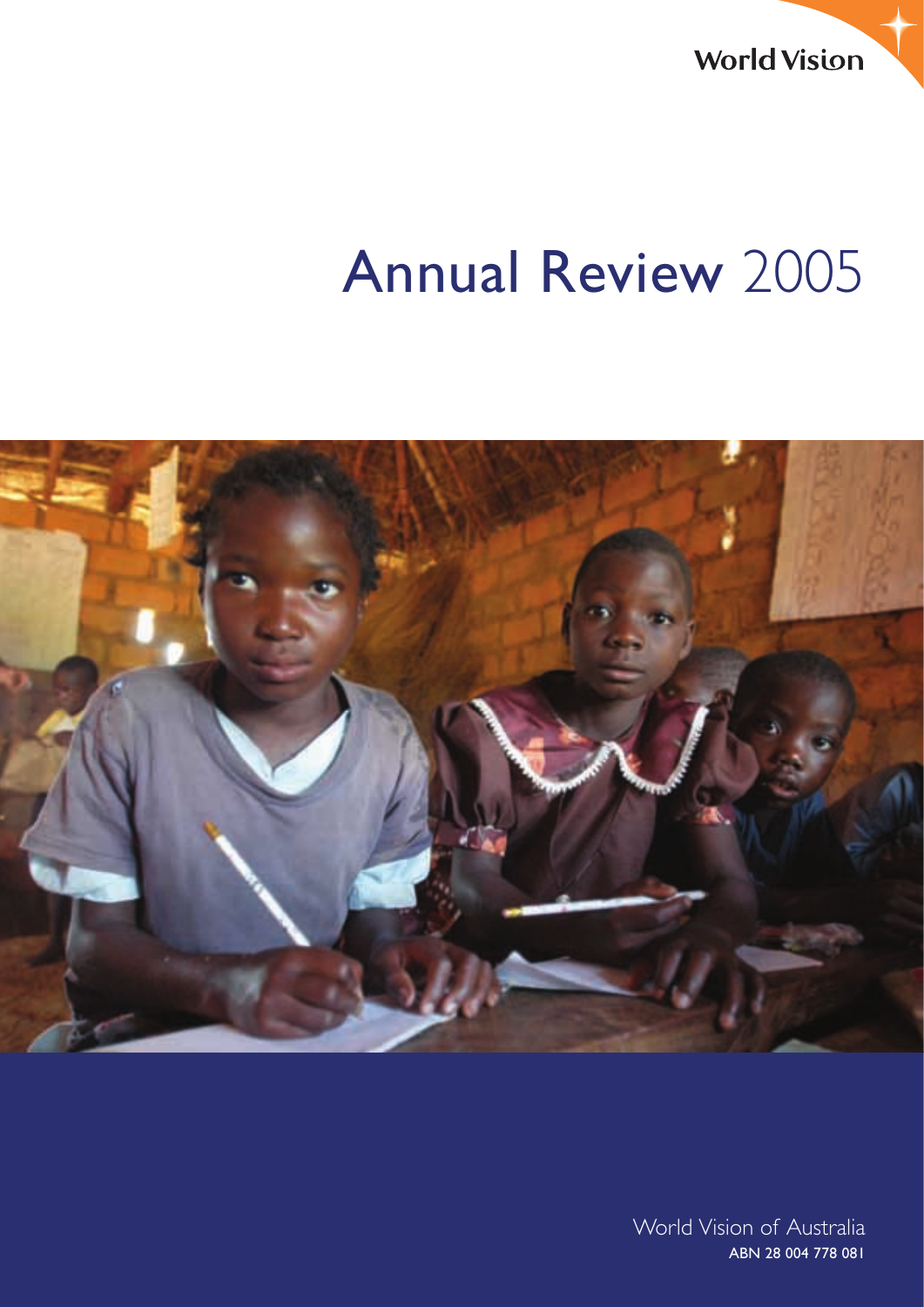World Vision

# Annual Review 2005

World Vision of Australia
ABN 28 004 778 081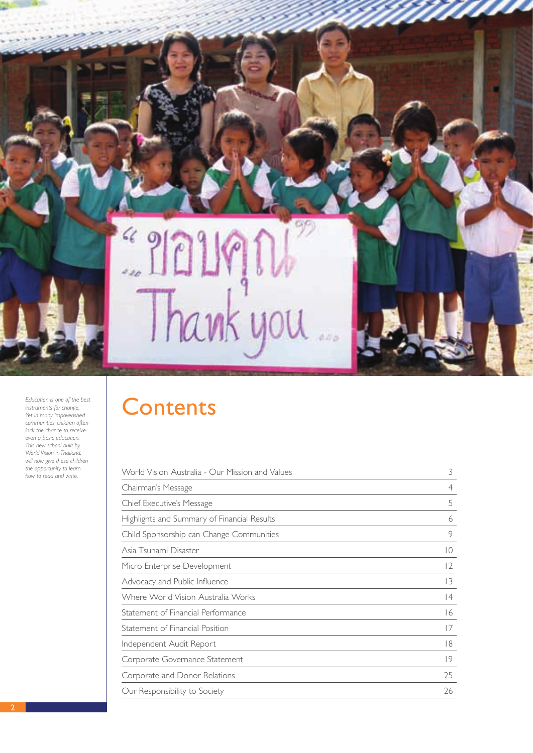*Education is one of the best instruments for change. Yet in many impoverished communities, children often lack the chance to receive even a basic education. This new school built by World Vision in Thailand, will now give these children the opportunity to learn how to read and write.*

# Contents

| | |
|---|---|
| World Vision Australia - Our Mission and Values | 3 |
| Chairman's Message | 4 |
| Chief Executive's Message | 5 |
| Highlights and Summary of Financial Results | 6 |
| Child Sponsorship can Change Communities | 9 |
| Asia Tsunami Disaster | 10 |
| Micro Enterprise Development | 12 |
| Advocacy and Public Influence | 13 |
| Where World Vision Australia Works | 14 |
| Statement of Financial Performance | 16 |
| Statement of Financial Position | 17 |
| Independent Audit Report | 18 |
| Corporate Governance Statement | 19 |
| Corporate and Donor Relations | 25 |
| Our Responsibility to Society | 26 |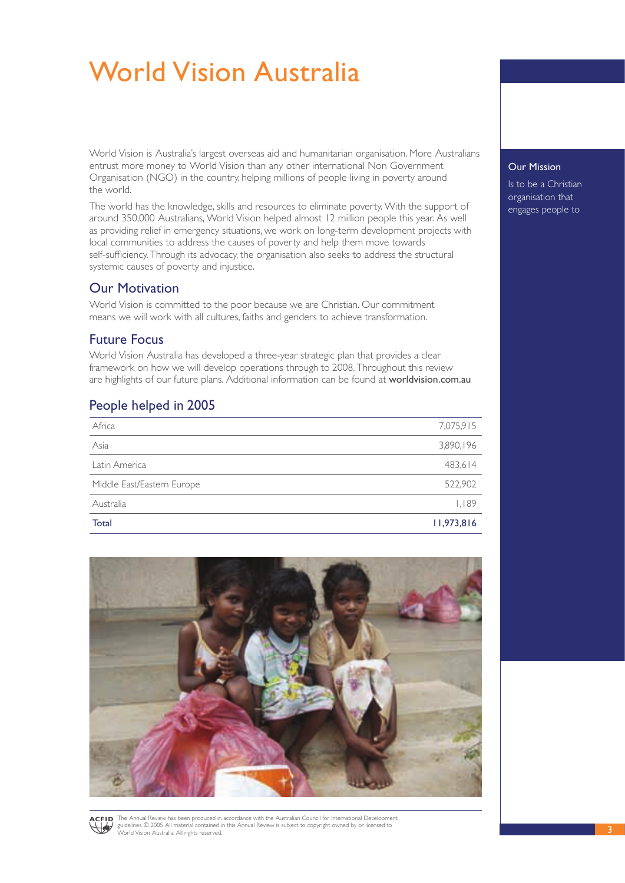# World Vision Australia

World Vision is Australia's largest overseas aid and humanitarian organisation. More Australians entrust more money to World Vision than any other international Non Government Organisation (NGO) in the country, helping millions of people living in poverty around the world.

The world has the knowledge, skills and resources to eliminate poverty. With the support of around 350,000 Australians, World Vision helped almost 12 million people this year. As well as providing relief in emergency situations, we work on long-term development projects with local communities to address the causes of poverty and help them move towards self-sufficiency. Through its advocacy, the organisation also seeks to address the structural systemic causes of poverty and injustice.

## Our Motivation

World Vision is committed to the poor because we are Christian. Our commitment means we will work with all cultures, faiths and genders to achieve transformation.

## Future Focus

World Vision Australia has developed a three-year strategic plan that provides a clear framework on how we will develop operations through to 2008. Throughout this review are highlights of our future plans. Additional information can be found at **worldvision.com.au**

## People helped in 2005

| | |
|---|---|
| Africa | 7,075,915 |
| Asia | 3,890,196 |
| Latin America | 483,614 |
| Middle East/Eastern Europe | 522,902 |
| Australia | 1,189 |
| **Total** | **11,973,816** |

### Our Mission

Is to be a Christian organisation that engages people to

ACFID The Annual Review has been produced in accordance with the Australian Council for International Development guidelines. © 2005 All material contained in this Annual Review is subject to copyright owned by or licensed to World Vision Australia. All rights reserved.